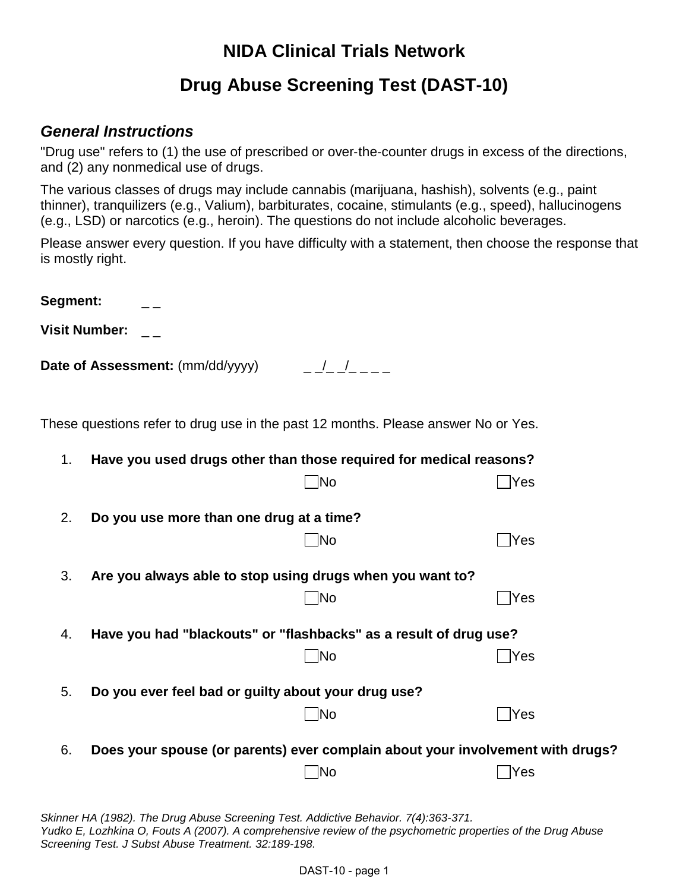# NIDA Clinical Trials Network

# Drug Abuse Screening Test (DAST-10)

### *General Instructions*

"Drug use" refers to (1) the use of prescribed or over-the-counter drugs in excess of the directions, and (2) any nonmedical use of drugs.

The various classes of drugs may include cannabis (marijuana, hashish), solvents (e.g., paint thinner), tranquilizers (e.g., Valium), barbiturates, cocaine, stimulants (e.g., speed), hallucinogens (e.g., LSD) or narcotics (e.g., heroin). The questions do not include alcoholic beverages.

Please answer every question. If you have difficulty with a statement, then choose the response that is mostly right.

**Segment:** _ _

**Visit Number:** _ _

**Date of Assessment:** (mm/dd/yyyy) _ _/_ _/_ _ _ _

These questions refer to drug use in the past 12 months. Please answer No or Yes.

1. **Have you used drugs other than those required for medical reasons?**

   ☐ No ☐ Yes

2. **Do you use more than one drug at a time?**

   ☐ No ☐ Yes

3. **Are you always able to stop using drugs when you want to?**

   ☐ No ☐ Yes

4. **Have you had "blackouts" or "flashbacks" as a result of drug use?**

   ☐ No ☐ Yes

5. **Do you ever feel bad or guilty about your drug use?**

   ☐ No ☐ Yes

6. **Does your spouse (or parents) ever complain about your involvement with drugs?**

   ☐ No ☐ Yes

*Skinner HA (1982). The Drug Abuse Screening Test. Addictive Behavior. 7(4):363-371.*
*Yudko E, Lozhkina O, Fouts A (2007). A comprehensive review of the psychometric properties of the Drug Abuse Screening Test. J Subst Abuse Treatment. 32:189-198.*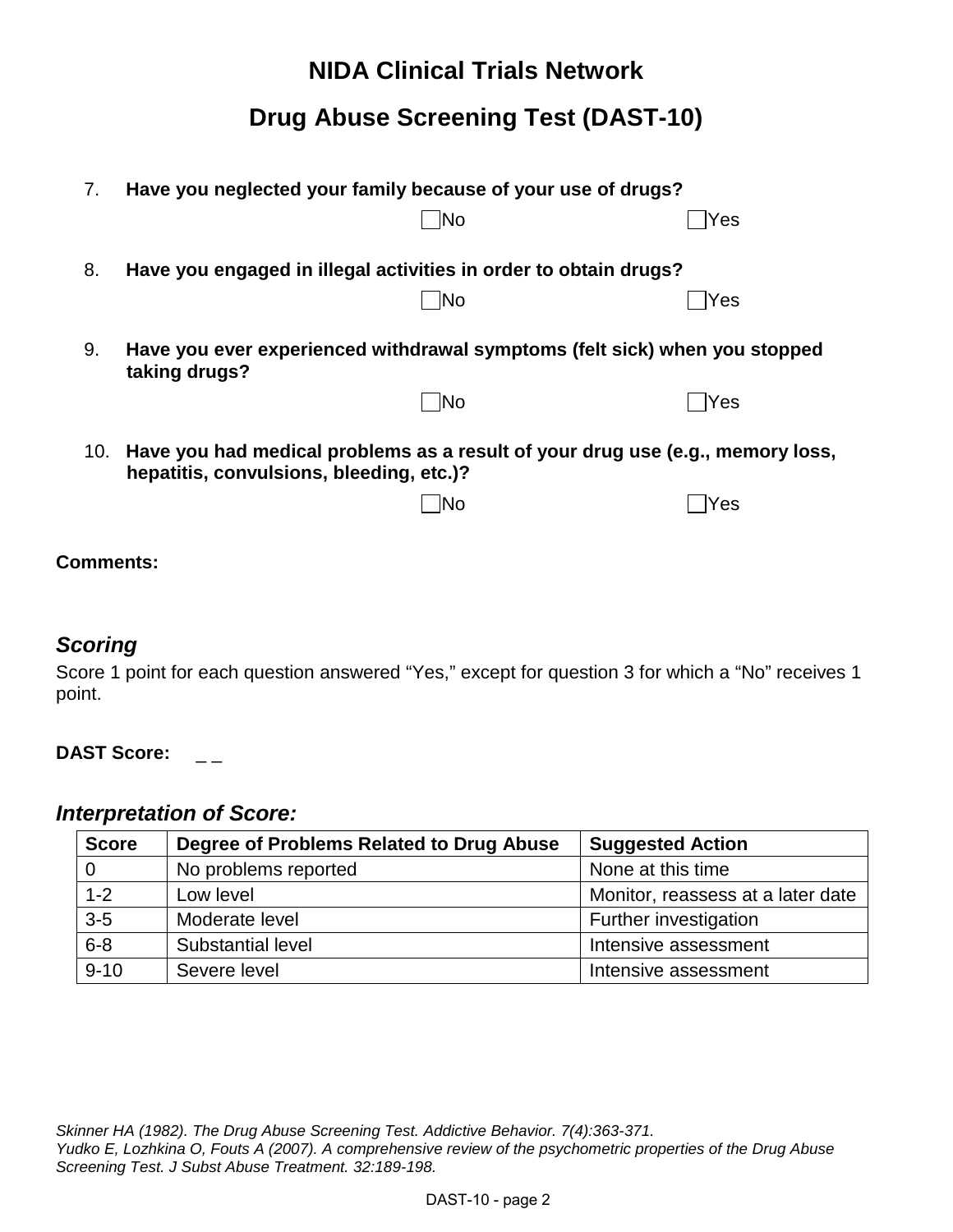# NIDA Clinical Trials Network

## Drug Abuse Screening Test (DAST-10)

7. **Have you neglected your family because of your use of drugs?**

   ☐No ☐Yes

8. **Have you engaged in illegal activities in order to obtain drugs?**

   ☐No ☐Yes

9. **Have you ever experienced withdrawal symptoms (felt sick) when you stopped taking drugs?**

   ☐No ☐Yes

10. **Have you had medical problems as a result of your drug use (e.g., memory loss, hepatitis, convulsions, bleeding, etc.)?**

    ☐No ☐Yes

**Comments:**

### *Scoring*

Score 1 point for each question answered "Yes," except for question 3 for which a "No" receives 1 point.

**DAST Score:** _ _

### *Interpretation of Score:*

| Score | Degree of Problems Related to Drug Abuse | Suggested Action |
|---|---|---|
| 0 | No problems reported | None at this time |
| 1-2 | Low level | Monitor, reassess at a later date |
| 3-5 | Moderate level | Further investigation |
| 6-8 | Substantial level | Intensive assessment |
| 9-10 | Severe level | Intensive assessment |

*Skinner HA (1982). The Drug Abuse Screening Test. Addictive Behavior. 7(4):363-371.*
*Yudko E, Lozhkina O, Fouts A (2007). A comprehensive review of the psychometric properties of the Drug Abuse Screening Test. J Subst Abuse Treatment. 32:189-198.*